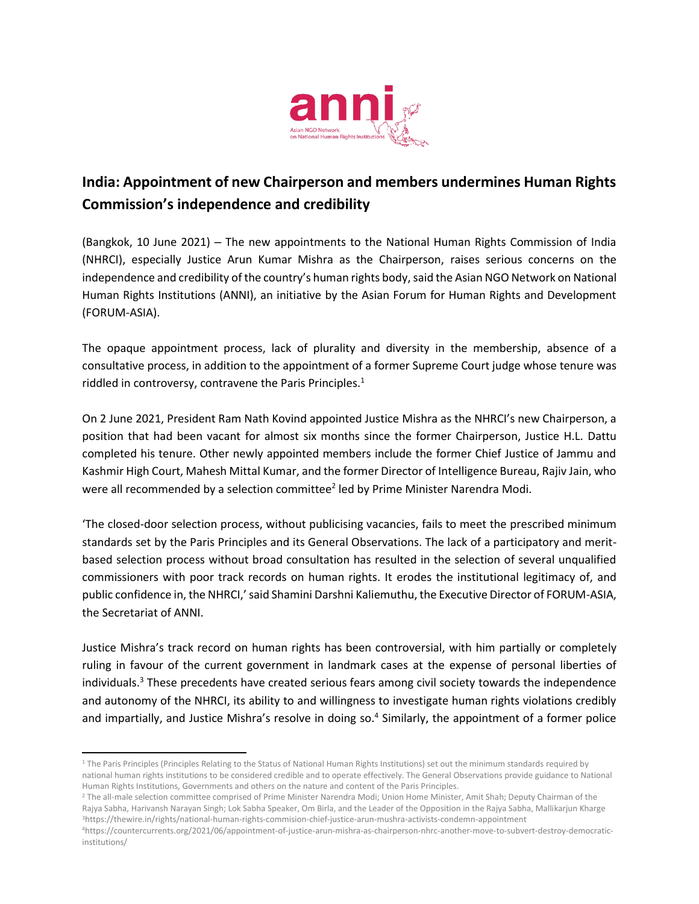# India: Appointment of new Chairperson and members undermines Human Rights Commission's independence and credibility

(Bangkok, 10 June 2021) – The new appointments to the National Human Rights Commission of India (NHRCI), especially Justice Arun Kumar Mishra as the Chairperson, raises serious concerns on the independence and credibility of the country's human rights body, said the Asian NGO Network on National Human Rights Institutions (ANNI), an initiative by the Asian Forum for Human Rights and Development (FORUM-ASIA).

The opaque appointment process, lack of plurality and diversity in the membership, absence of a consultative process, in addition to the appointment of a former Supreme Court judge whose tenure was riddled in controversy, contravene the Paris Principles.[1]

On 2 June 2021, President Ram Nath Kovind appointed Justice Mishra as the NHRCI's new Chairperson, a position that had been vacant for almost six months since the former Chairperson, Justice H.L. Dattu completed his tenure. Other newly appointed members include the former Chief Justice of Jammu and Kashmir High Court, Mahesh Mittal Kumar, and the former Director of Intelligence Bureau, Rajiv Jain, who were all recommended by a selection committee[2] led by Prime Minister Narendra Modi.

'The closed-door selection process, without publicising vacancies, fails to meet the prescribed minimum standards set by the Paris Principles and its General Observations. The lack of a participatory and merit-based selection process without broad consultation has resulted in the selection of several unqualified commissioners with poor track records on human rights. It erodes the institutional legitimacy of, and public confidence in, the NHRCI,' said Shamini Darshni Kaliemuthu, the Executive Director of FORUM-ASIA, the Secretariat of ANNI.

Justice Mishra's track record on human rights has been controversial, with him partially or completely ruling in favour of the current government in landmark cases at the expense of personal liberties of individuals.[3] These precedents have created serious fears among civil society towards the independence and autonomy of the NHRCI, its ability to and willingness to investigate human rights violations credibly and impartially, and Justice Mishra's resolve in doing so.[4] Similarly, the appointment of a former police

---

[1] The Paris Principles (Principles Relating to the Status of National Human Rights Institutions) set out the minimum standards required by national human rights institutions to be considered credible and to operate effectively. The General Observations provide guidance to National Human Rights Institutions, Governments and others on the nature and content of the Paris Principles.

[2] The all-male selection committee comprised of Prime Minister Narendra Modi; Union Home Minister, Amit Shah; Deputy Chairman of the Rajya Sabha, Harivansh Narayan Singh; Lok Sabha Speaker, Om Birla, and the Leader of the Opposition in the Rajya Sabha, Mallikarjun Kharge

[3] https://thewire.in/rights/national-human-rights-commision-chief-justice-arun-mushra-activists-condemn-appointment

[4] https://countercurrents.org/2021/06/appointment-of-justice-arun-mishra-as-chairperson-nhrc-another-move-to-subvert-destroy-democratic-institutions/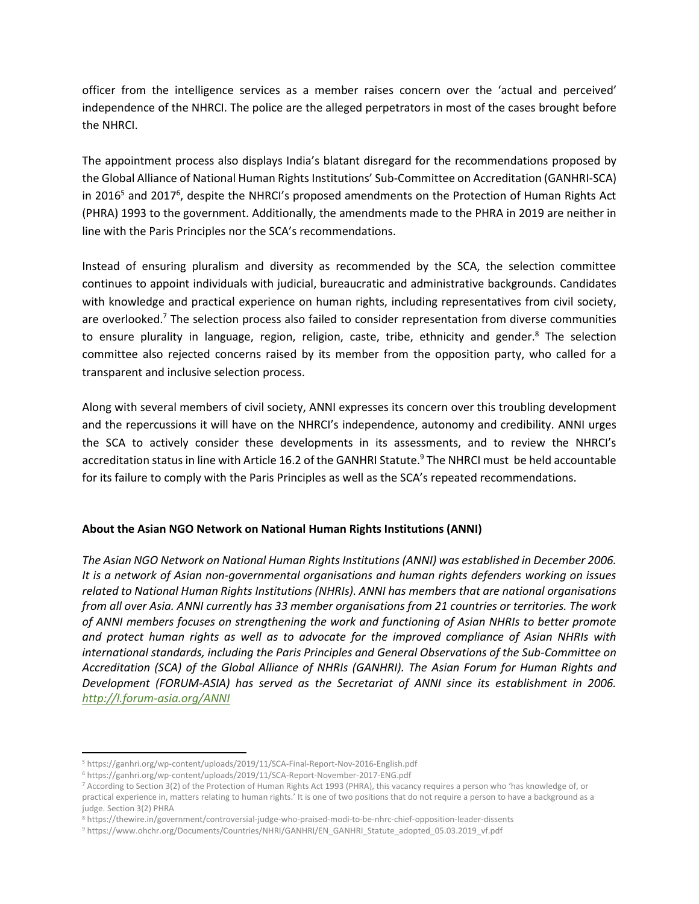officer from the intelligence services as a member raises concern over the 'actual and perceived' independence of the NHRCI. The police are the alleged perpetrators in most of the cases brought before the NHRCI.

The appointment process also displays India's blatant disregard for the recommendations proposed by the Global Alliance of National Human Rights Institutions' Sub-Committee on Accreditation (GANHRI-SCA) in 2016[5] and 2017[6], despite the NHRCI's proposed amendments on the Protection of Human Rights Act (PHRA) 1993 to the government. Additionally, the amendments made to the PHRA in 2019 are neither in line with the Paris Principles nor the SCA's recommendations.

Instead of ensuring pluralism and diversity as recommended by the SCA, the selection committee continues to appoint individuals with judicial, bureaucratic and administrative backgrounds. Candidates with knowledge and practical experience on human rights, including representatives from civil society, are overlooked.[7] The selection process also failed to consider representation from diverse communities to ensure plurality in language, region, religion, caste, tribe, ethnicity and gender.[8] The selection committee also rejected concerns raised by its member from the opposition party, who called for a transparent and inclusive selection process.

Along with several members of civil society, ANNI expresses its concern over this troubling development and the repercussions it will have on the NHRCI's independence, autonomy and credibility. ANNI urges the SCA to actively consider these developments in its assessments, and to review the NHRCI's accreditation status in line with Article 16.2 of the GANHRI Statute.[9] The NHRCI must be held accountable for its failure to comply with the Paris Principles as well as the SCA's repeated recommendations.

**About the Asian NGO Network on National Human Rights Institutions (ANNI)**

*The Asian NGO Network on National Human Rights Institutions (ANNI) was established in December 2006. It is a network of Asian non-governmental organisations and human rights defenders working on issues related to National Human Rights Institutions (NHRIs). ANNI has members that are national organisations from all over Asia. ANNI currently has 33 member organisations from 21 countries or territories. The work of ANNI members focuses on strengthening the work and functioning of Asian NHRIs to better promote and protect human rights as well as to advocate for the improved compliance of Asian NHRIs with international standards, including the Paris Principles and General Observations of the Sub-Committee on Accreditation (SCA) of the Global Alliance of NHRIs (GANHRI). The Asian Forum for Human Rights and Development (FORUM-ASIA) has served as the Secretariat of ANNI since its establishment in 2006. http://l.forum-asia.org/ANNI*

---

[5] https://ganhri.org/wp-content/uploads/2019/11/SCA-Final-Report-Nov-2016-English.pdf

[6] https://ganhri.org/wp-content/uploads/2019/11/SCA-Report-November-2017-ENG.pdf

[7] According to Section 3(2) of the Protection of Human Rights Act 1993 (PHRA), this vacancy requires a person who 'has knowledge of, or practical experience in, matters relating to human rights.' It is one of two positions that do not require a person to have a background as a judge. Section 3(2) PHRA

[8] https://thewire.in/government/controversial-judge-who-praised-modi-to-be-nhrc-chief-opposition-leader-dissents

[9] https://www.ohchr.org/Documents/Countries/NHRI/GANHRI/EN_GANHRI_Statute_adopted_05.03.2019_vf.pdf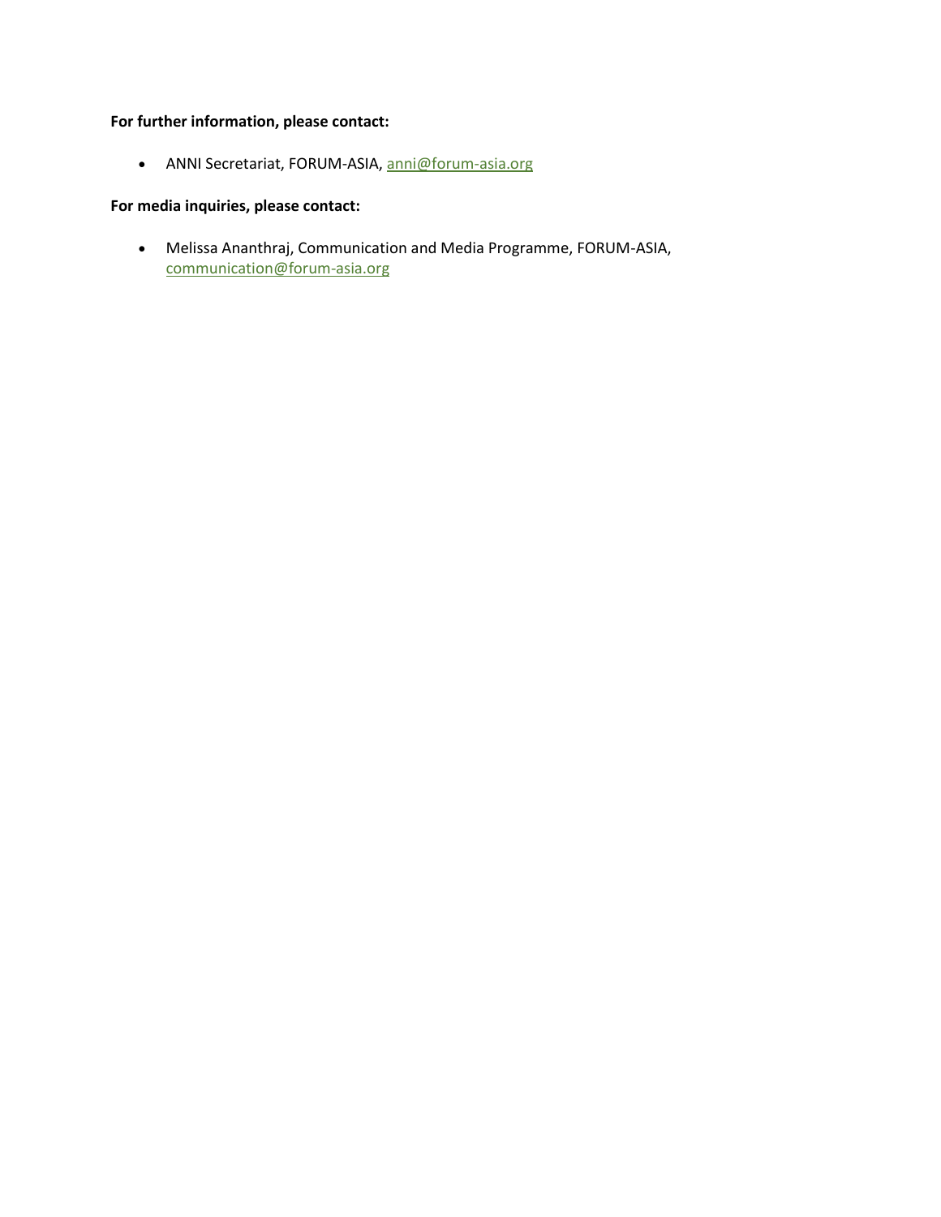**For further information, please contact:**

- ANNI Secretariat, FORUM-ASIA, anni@forum-asia.org

**For media inquiries, please contact:**

- Melissa Ananthraj, Communication and Media Programme, FORUM-ASIA, communication@forum-asia.org